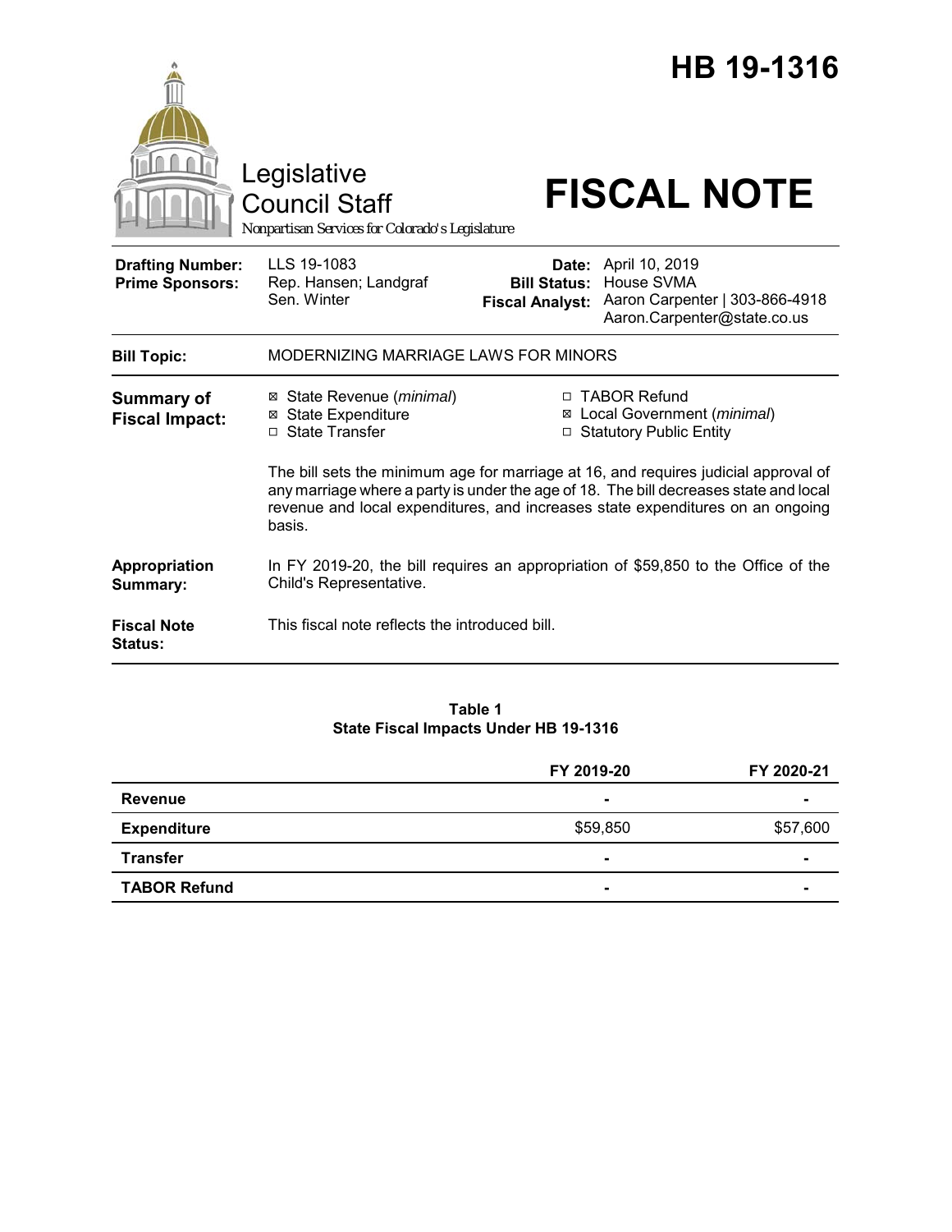# HB 19-1316

Legislative Council Staff

Nonpartisan Services for Colorado's Legislature

# FISCAL NOTE

| | | | |
|---|---|---|---|
| **Drafting Number:** | LLS 19-1083 | **Date:** | April 10, 2019 |
| **Prime Sponsors:** | Rep. Hansen; Landgraf<br>Sen. Winter | **Bill Status:** | House SVMA |
| | | **Fiscal Analyst:** | Aaron Carpenter \| 303-866-4918<br>Aaron.Carpenter@state.co.us |

**Bill Topic:** MODERNIZING MARRIAGE LAWS FOR MINORS

**Summary of Fiscal Impact:**

- ☒ State Revenue (*minimal*)
- ☒ State Expenditure
- ☐ State Transfer
- ☐ TABOR Refund
- ☒ Local Government (*minimal*)
- ☐ Statutory Public Entity

The bill sets the minimum age for marriage at 16, and requires judicial approval of any marriage where a party is under the age of 18. The bill decreases state and local revenue and local expenditures, and increases state expenditures on an ongoing basis.

**Appropriation Summary:** In FY 2019-20, the bill requires an appropriation of $59,850 to the Office of the Child's Representative.

**Fiscal Note Status:** This fiscal note reflects the introduced bill.

**Table 1**
**State Fiscal Impacts Under HB 19-1316**

| | FY 2019-20 | FY 2020-21 |
|---|---|---|
| **Revenue** | - | - |
| **Expenditure** | $59,850 | $57,600 |
| **Transfer** | - | - |
| **TABOR Refund** | - | - |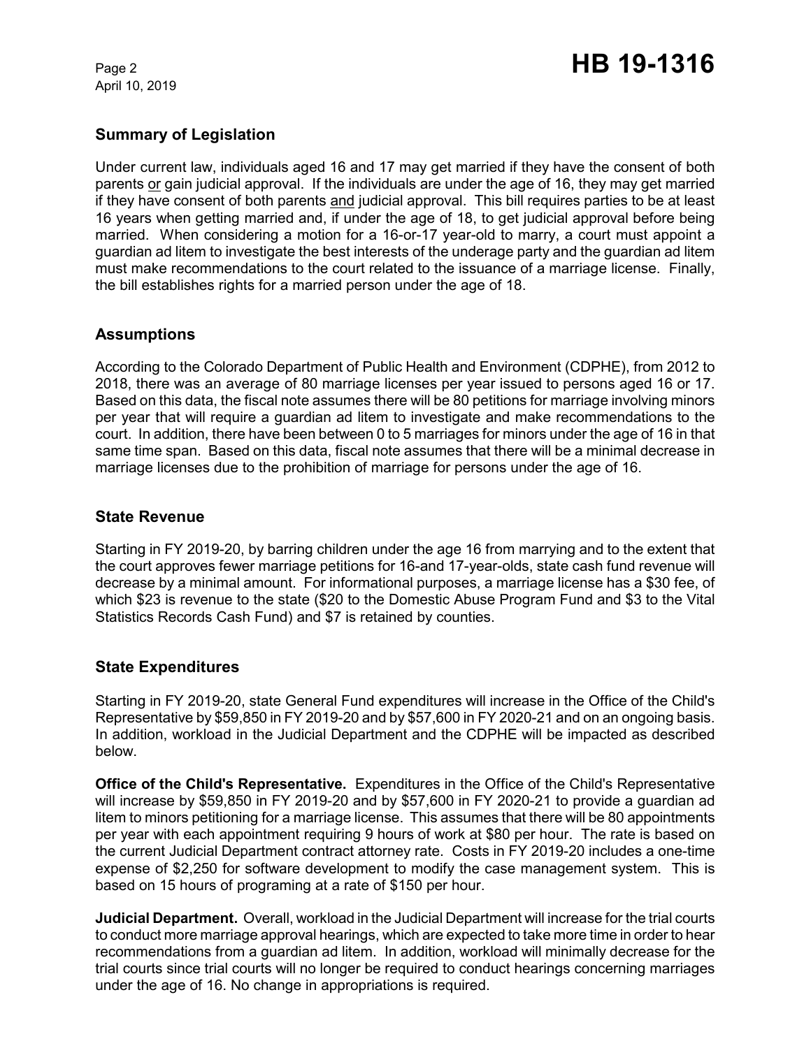## Summary of Legislation

Under current law, individuals aged 16 and 17 may get married if they have the consent of both parents or gain judicial approval. If the individuals are under the age of 16, they may get married if they have consent of both parents and judicial approval. This bill requires parties to be at least 16 years when getting married and, if under the age of 18, to get judicial approval before being married. When considering a motion for a 16-or-17 year-old to marry, a court must appoint a guardian ad litem to investigate the best interests of the underage party and the guardian ad litem must make recommendations to the court related to the issuance of a marriage license. Finally, the bill establishes rights for a married person under the age of 18.

## Assumptions

According to the Colorado Department of Public Health and Environment (CDPHE), from 2012 to 2018, there was an average of 80 marriage licenses per year issued to persons aged 16 or 17. Based on this data, the fiscal note assumes there will be 80 petitions for marriage involving minors per year that will require a guardian ad litem to investigate and make recommendations to the court. In addition, there have been between 0 to 5 marriages for minors under the age of 16 in that same time span. Based on this data, fiscal note assumes that there will be a minimal decrease in marriage licenses due to the prohibition of marriage for persons under the age of 16.

## State Revenue

Starting in FY 2019-20, by barring children under the age 16 from marrying and to the extent that the court approves fewer marriage petitions for 16-and 17-year-olds, state cash fund revenue will decrease by a minimal amount. For informational purposes, a marriage license has a $30 fee, of which $23 is revenue to the state ($20 to the Domestic Abuse Program Fund and $3 to the Vital Statistics Records Cash Fund) and $7 is retained by counties.

## State Expenditures

Starting in FY 2019-20, state General Fund expenditures will increase in the Office of the Child's Representative by $59,850 in FY 2019-20 and by $57,600 in FY 2020-21 and on an ongoing basis. In addition, workload in the Judicial Department and the CDPHE will be impacted as described below.

**Office of the Child's Representative.** Expenditures in the Office of the Child's Representative will increase by $59,850 in FY 2019-20 and by $57,600 in FY 2020-21 to provide a guardian ad litem to minors petitioning for a marriage license. This assumes that there will be 80 appointments per year with each appointment requiring 9 hours of work at $80 per hour. The rate is based on the current Judicial Department contract attorney rate. Costs in FY 2019-20 includes a one-time expense of $2,250 for software development to modify the case management system. This is based on 15 hours of programing at a rate of $150 per hour.

**Judicial Department.** Overall, workload in the Judicial Department will increase for the trial courts to conduct more marriage approval hearings, which are expected to take more time in order to hear recommendations from a guardian ad litem. In addition, workload will minimally decrease for the trial courts since trial courts will no longer be required to conduct hearings concerning marriages under the age of 16. No change in appropriations is required.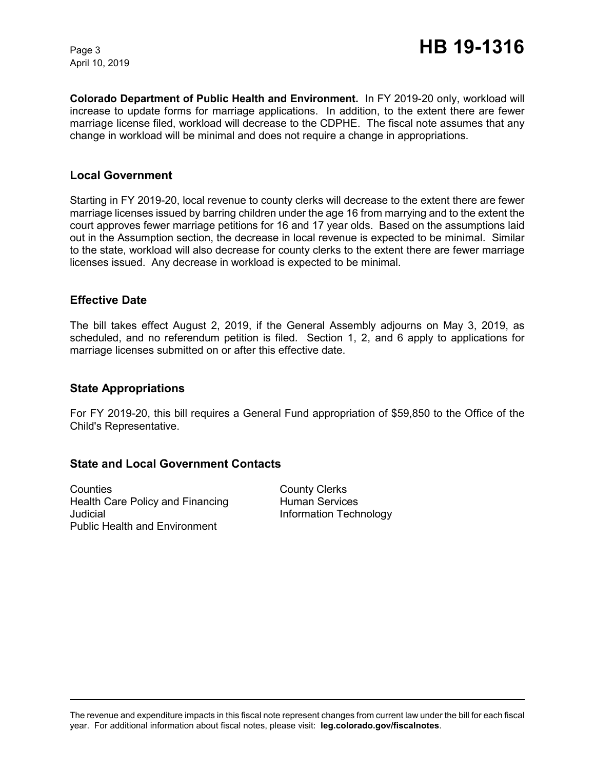**Colorado Department of Public Health and Environment.** In FY 2019-20 only, workload will increase to update forms for marriage applications. In addition, to the extent there are fewer marriage license filed, workload will decrease to the CDPHE. The fiscal note assumes that any change in workload will be minimal and does not require a change in appropriations.

## Local Government

Starting in FY 2019-20, local revenue to county clerks will decrease to the extent there are fewer marriage licenses issued by barring children under the age 16 from marrying and to the extent the court approves fewer marriage petitions for 16 and 17 year olds. Based on the assumptions laid out in the Assumption section, the decrease in local revenue is expected to be minimal. Similar to the state, workload will also decrease for county clerks to the extent there are fewer marriage licenses issued. Any decrease in workload is expected to be minimal.

## Effective Date

The bill takes effect August 2, 2019, if the General Assembly adjourns on May 3, 2019, as scheduled, and no referendum petition is filed. Section 1, 2, and 6 apply to applications for marriage licenses submitted on or after this effective date.

## State Appropriations

For FY 2019-20, this bill requires a General Fund appropriation of $59,850 to the Office of the Child's Representative.

## State and Local Government Contacts

Counties
County Clerks
Health Care Policy and Financing
Human Services
Judicial
Information Technology
Public Health and Environment

The revenue and expenditure impacts in this fiscal note represent changes from current law under the bill for each fiscal year. For additional information about fiscal notes, please visit: **leg.colorado.gov/fiscalnotes**.